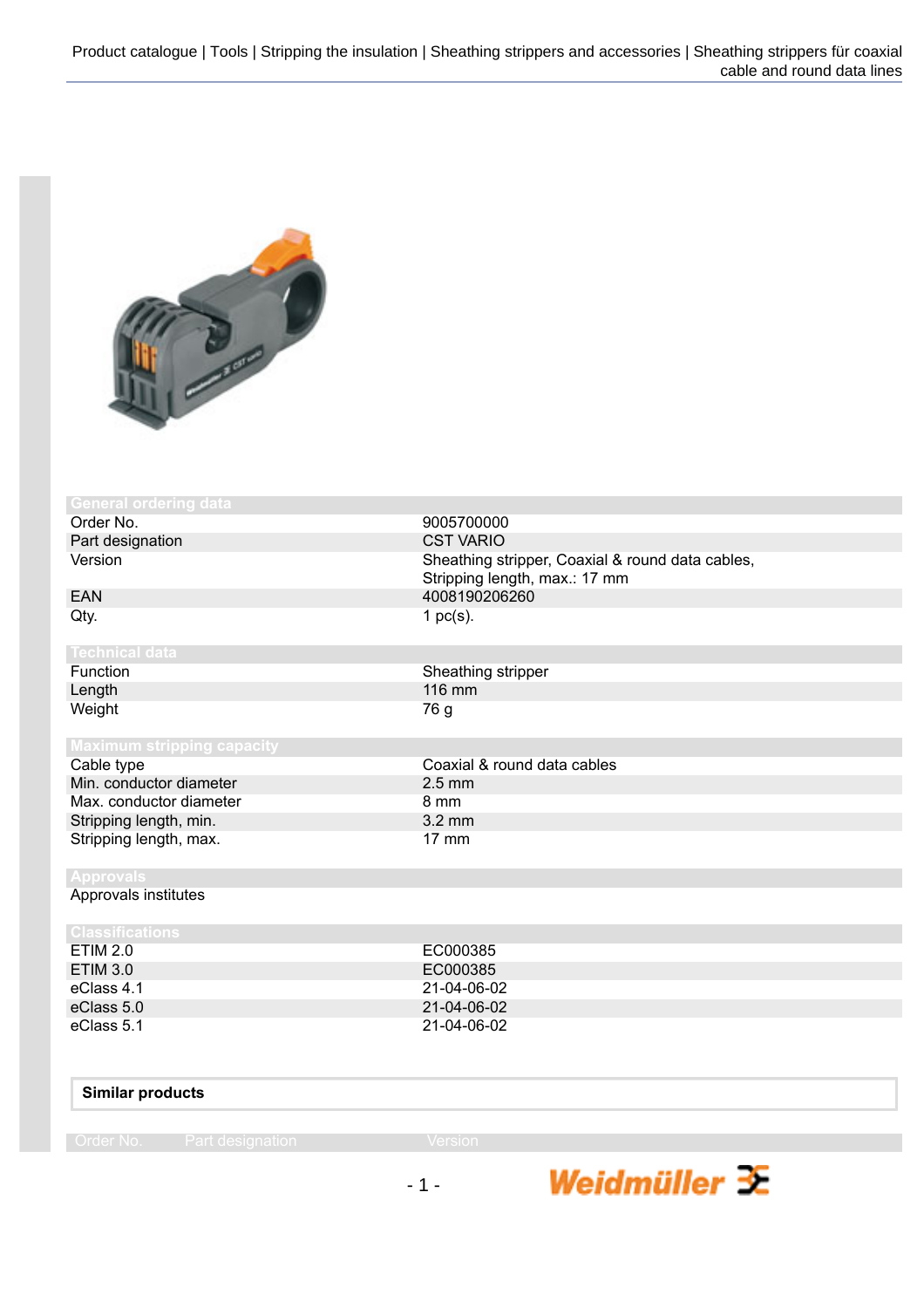Product catalogue | Tools | Stripping the insulation | Sheathing strippers and accessories | Sheathing strippers für coaxial cable and round data lines

## General ordering data

| | |
|---|---|
| Order No. | 9005700000 |
| Part designation | CST VARIO |
| Version | Sheathing stripper, Coaxial & round data cables, Stripping length, max.: 17 mm |
| EAN | 4008190206260 |
| Qty. | 1 pc(s). |

## Technical data

| | |
|---|---|
| Function | Sheathing stripper |
| Length | 116 mm |
| Weight | 76 g |

## Maximum stripping capacity

| | |
|---|---|
| Cable type | Coaxial & round data cables |
| Min. conductor diameter | 2.5 mm |
| Max. conductor diameter | 8 mm |
| Stripping length, min. | 3.2 mm |
| Stripping length, max. | 17 mm |

## Approvals

| | |
|---|---|
| Approvals institutes | |

## Classifications

| | |
|---|---|
| ETIM 2.0 | EC000385 |
| ETIM 3.0 | EC000385 |
| eClass 4.1 | 21-04-06-02 |
| eClass 5.0 | 21-04-06-02 |
| eClass 5.1 | 21-04-06-02 |

**Similar products**

| Order No. | Part designation | Version |
|---|---|---|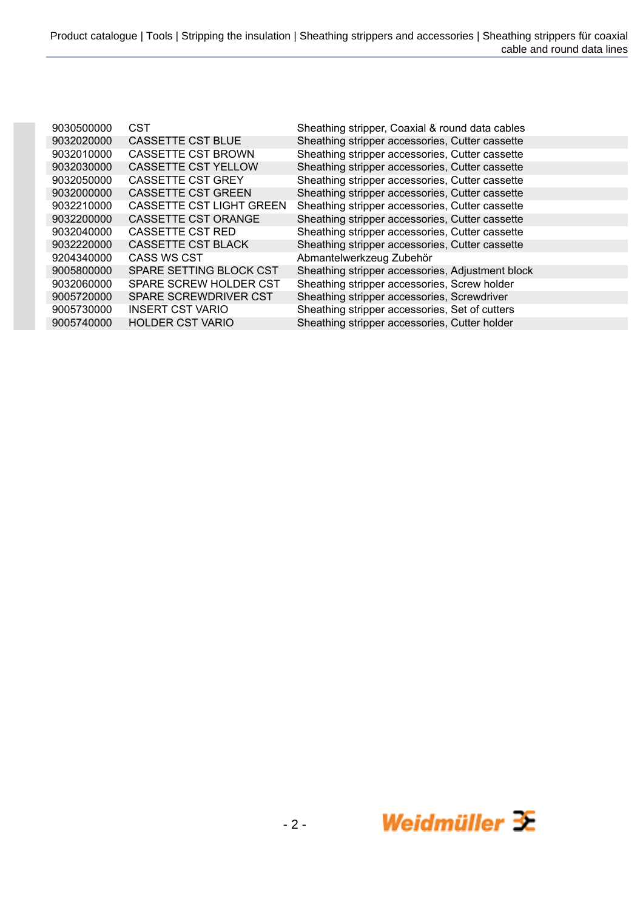| | | |
|---|---|---|
| 9030500000 | CST | Sheathing stripper, Coaxial & round data cables |
| 9032020000 | CASSETTE CST BLUE | Sheathing stripper accessories, Cutter cassette |
| 9032010000 | CASSETTE CST BROWN | Sheathing stripper accessories, Cutter cassette |
| 9032030000 | CASSETTE CST YELLOW | Sheathing stripper accessories, Cutter cassette |
| 9032050000 | CASSETTE CST GREY | Sheathing stripper accessories, Cutter cassette |
| 9032000000 | CASSETTE CST GREEN | Sheathing stripper accessories, Cutter cassette |
| 9032210000 | CASSETTE CST LIGHT GREEN | Sheathing stripper accessories, Cutter cassette |
| 9032200000 | CASSETTE CST ORANGE | Sheathing stripper accessories, Cutter cassette |
| 9032040000 | CASSETTE CST RED | Sheathing stripper accessories, Cutter cassette |
| 9032220000 | CASSETTE CST BLACK | Sheathing stripper accessories, Cutter cassette |
| 9204340000 | CASS WS CST | Abmantelwerkzeug Zubehör |
| 9005800000 | SPARE SETTING BLOCK CST | Sheathing stripper accessories, Adjustment block |
| 9032060000 | SPARE SCREW HOLDER CST | Sheathing stripper accessories, Screw holder |
| 9005720000 | SPARE SCREWDRIVER CST | Sheathing stripper accessories, Screwdriver |
| 9005730000 | INSERT CST VARIO | Sheathing stripper accessories, Set of cutters |
| 9005740000 | HOLDER CST VARIO | Sheathing stripper accessories, Cutter holder |